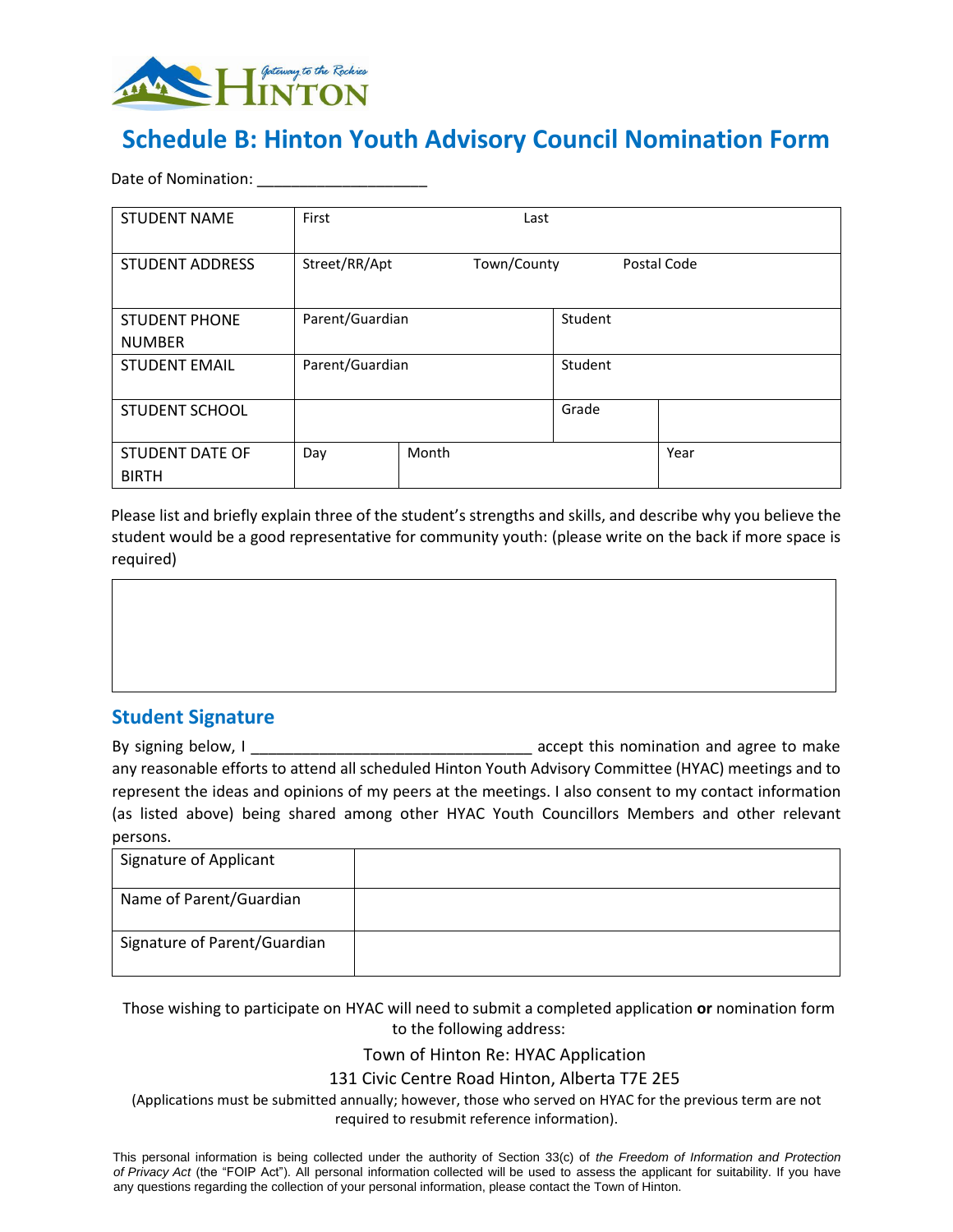# Schedule B: Hinton Youth Advisory Council Nomination Form

Date of Nomination: ____________________

| | | | | |
|---|---|---|---|---|
| STUDENT NAME | First | | Last | |
| STUDENT ADDRESS | Street/RR/Apt | Town/County | | Postal Code |
| STUDENT PHONE NUMBER | Parent/Guardian | | Student | |
| STUDENT EMAIL | Parent/Guardian | | Student | |
| STUDENT SCHOOL | | | Grade | |
| STUDENT DATE OF BIRTH | Day | Month | | Year |

Please list and briefly explain three of the student's strengths and skills, and describe why you believe the student would be a good representative for community youth: (please write on the back if more space is required)

| |
|---|
| |

## Student Signature

By signing below, I _________________________________ accept this nomination and agree to make any reasonable efforts to attend all scheduled Hinton Youth Advisory Committee (HYAC) meetings and to represent the ideas and opinions of my peers at the meetings. I also consent to my contact information (as listed above) being shared among other HYAC Youth Councillors Members and other relevant persons.

| | |
|---|---|
| Signature of Applicant | |
| Name of Parent/Guardian | |
| Signature of Parent/Guardian | |

Those wishing to participate on HYAC will need to submit a completed application **or** nomination form to the following address:

Town of Hinton Re: HYAC Application

131 Civic Centre Road Hinton, Alberta T7E 2E5

(Applications must be submitted annually; however, those who served on HYAC for the previous term are not required to resubmit reference information).

This personal information is being collected under the authority of Section 33(c) of *the Freedom of Information and Protection of Privacy Act* (the "FOIP Act"). All personal information collected will be used to assess the applicant for suitability. If you have any questions regarding the collection of your personal information, please contact the Town of Hinton.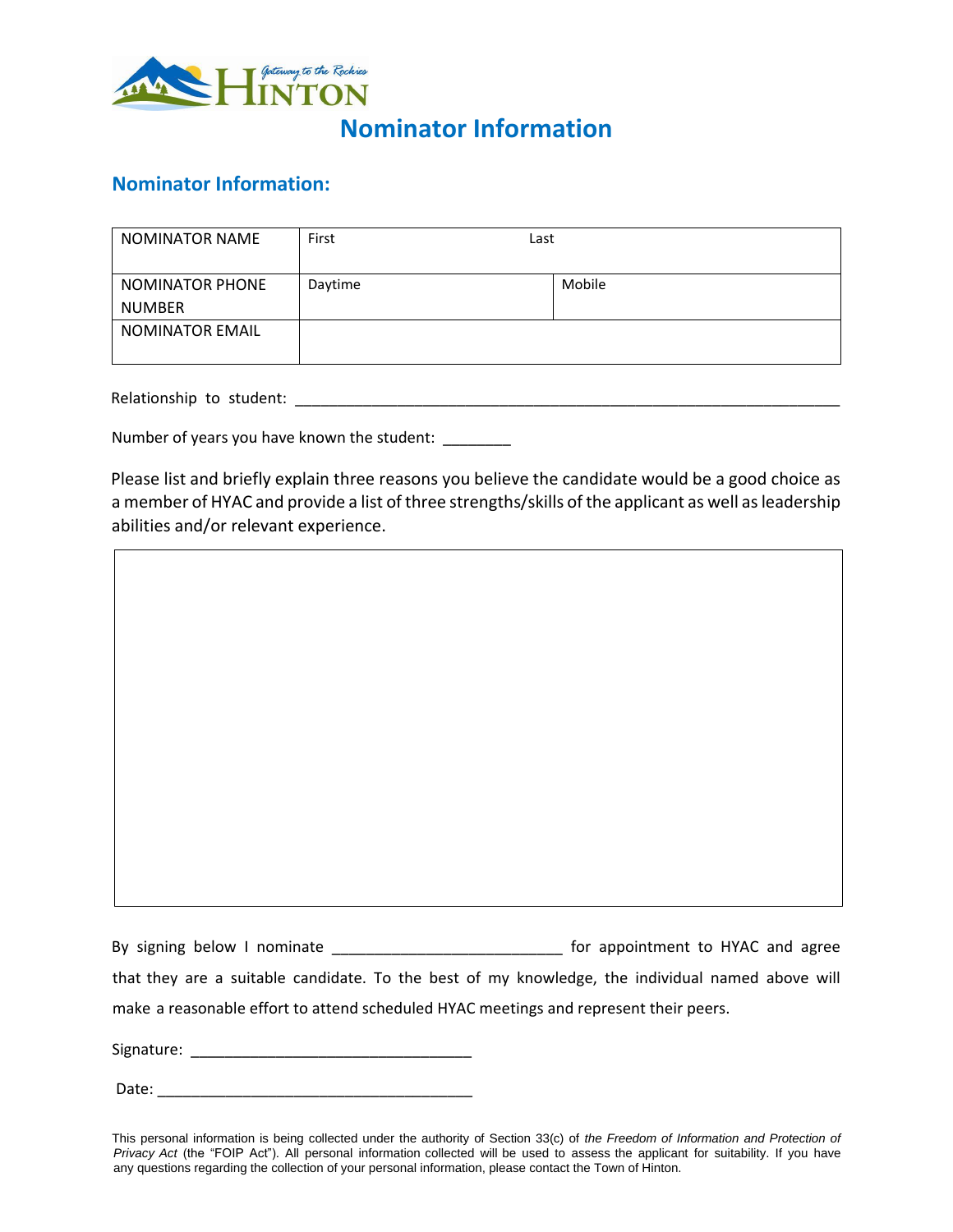# Nominator Information

## Nominator Information:

| NOMINATOR NAME | First | Last |
|---|---|---|
| NOMINATOR PHONE NUMBER | Daytime | Mobile |
| NOMINATOR EMAIL | | |

Relationship to student: ___________________________________________________________________

Number of years you have known the student: ________

Please list and briefly explain three reasons you believe the candidate would be a good choice as a member of HYAC and provide a list of three strengths/skills of the applicant as well as leadership abilities and/or relevant experience.

By signing below I nominate __________________________ for appointment to HYAC and agree that they are a suitable candidate. To the best of my knowledge, the individual named above will make a reasonable effort to attend scheduled HYAC meetings and represent their peers.

Signature: ________________________________

Date: ____________________________________

This personal information is being collected under the authority of Section 33(c) of *the Freedom of Information and Protection of Privacy Act* (the "FOIP Act"). All personal information collected will be used to assess the applicant for suitability. If you have any questions regarding the collection of your personal information, please contact the Town of Hinton.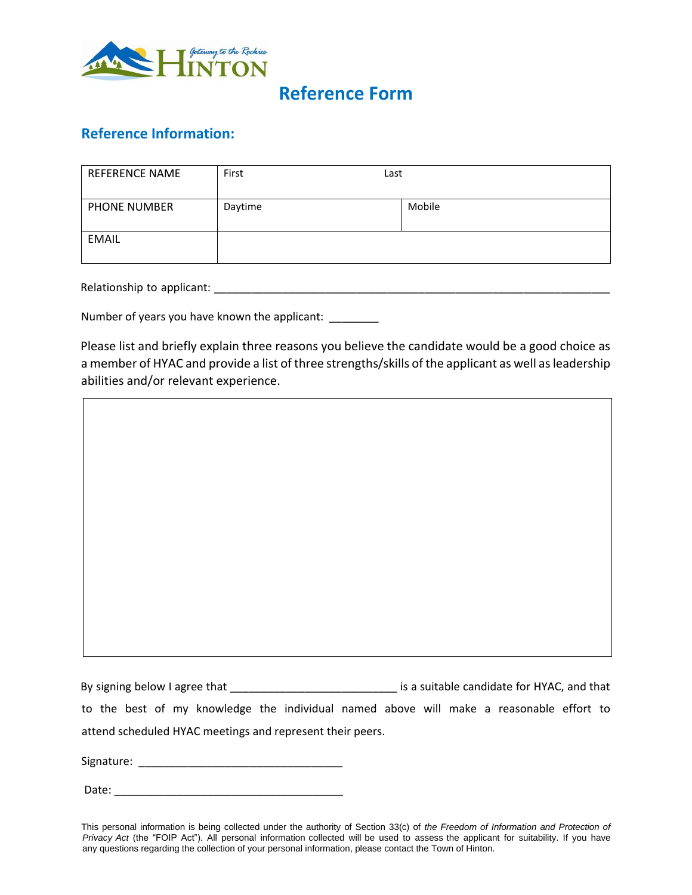# Reference Form

## Reference Information:

| | | |
|---|---|---|
| REFERENCE NAME | First | Last |
| PHONE NUMBER | Daytime | Mobile |
| EMAIL | | |

Relationship to applicant: ___________________________________________________________________

Number of years you have known the applicant: ________

Please list and briefly explain three reasons you believe the candidate would be a good choice as a member of HYAC and provide a list of three strengths/skills of the applicant as well as leadership abilities and/or relevant experience.

| |
|---|
| |

By signing below I agree that ___________________________ is a suitable candidate for HYAC, and that to the best of my knowledge the individual named above will make a reasonable effort to attend scheduled HYAC meetings and represent their peers.

Signature: _________________________________

Date: _____________________________________

This personal information is being collected under the authority of Section 33(c) of *the Freedom of Information and Protection of Privacy Act* (the "FOIP Act"). All personal information collected will be used to assess the applicant for suitability. If you have any questions regarding the collection of your personal information, please contact the Town of Hinton.